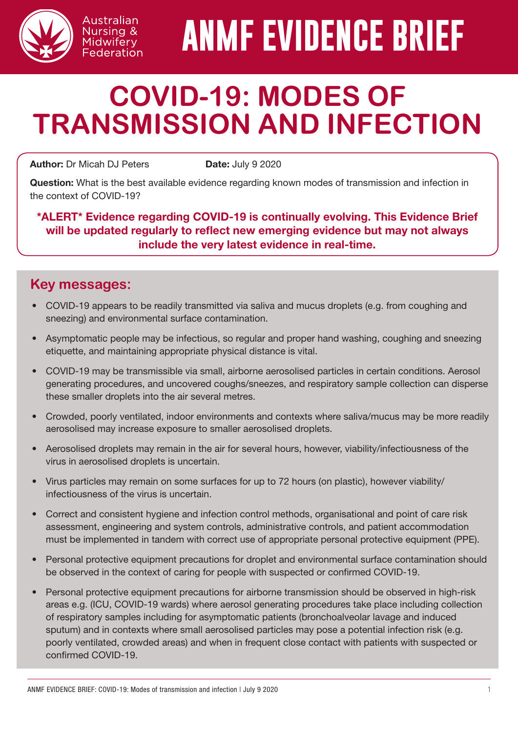Australian Nursing & Midwifery Federation

# ANMF EVIDENCE BRIEF

# COVID-19: MODES OF TRANSMISSION AND INFECTION

**Author:** Dr Micah DJ Peters **Date:** July 9 2020

**Question:** What is the best available evidence regarding known modes of transmission and infection in the context of COVID-19?

**\*ALERT\* Evidence regarding COVID-19 is continually evolving. This Evidence Brief will be updated regularly to reflect new emerging evidence but may not always include the very latest evidence in real-time.**

## Key messages:

- COVID-19 appears to be readily transmitted via saliva and mucus droplets (e.g. from coughing and sneezing) and environmental surface contamination.
- Asymptomatic people may be infectious, so regular and proper hand washing, coughing and sneezing etiquette, and maintaining appropriate physical distance is vital.
- COVID-19 may be transmissible via small, airborne aerosolised particles in certain conditions. Aerosol generating procedures, and uncovered coughs/sneezes, and respiratory sample collection can disperse these smaller droplets into the air several metres.
- Crowded, poorly ventilated, indoor environments and contexts where saliva/mucus may be more readily aerosolised may increase exposure to smaller aerosolised droplets.
- Aerosolised droplets may remain in the air for several hours, however, viability/infectiousness of the virus in aerosolised droplets is uncertain.
- Virus particles may remain on some surfaces for up to 72 hours (on plastic), however viability/infectiousness of the virus is uncertain.
- Correct and consistent hygiene and infection control methods, organisational and point of care risk assessment, engineering and system controls, administrative controls, and patient accommodation must be implemented in tandem with correct use of appropriate personal protective equipment (PPE).
- Personal protective equipment precautions for droplet and environmental surface contamination should be observed in the context of caring for people with suspected or confirmed COVID-19.
- Personal protective equipment precautions for airborne transmission should be observed in high-risk areas e.g. (ICU, COVID-19 wards) where aerosol generating procedures take place including collection of respiratory samples including for asymptomatic patients (bronchoalveolar lavage and induced sputum) and in contexts where small aerosolised particles may pose a potential infection risk (e.g. poorly ventilated, crowded areas) and when in frequent close contact with patients with suspected or confirmed COVID-19.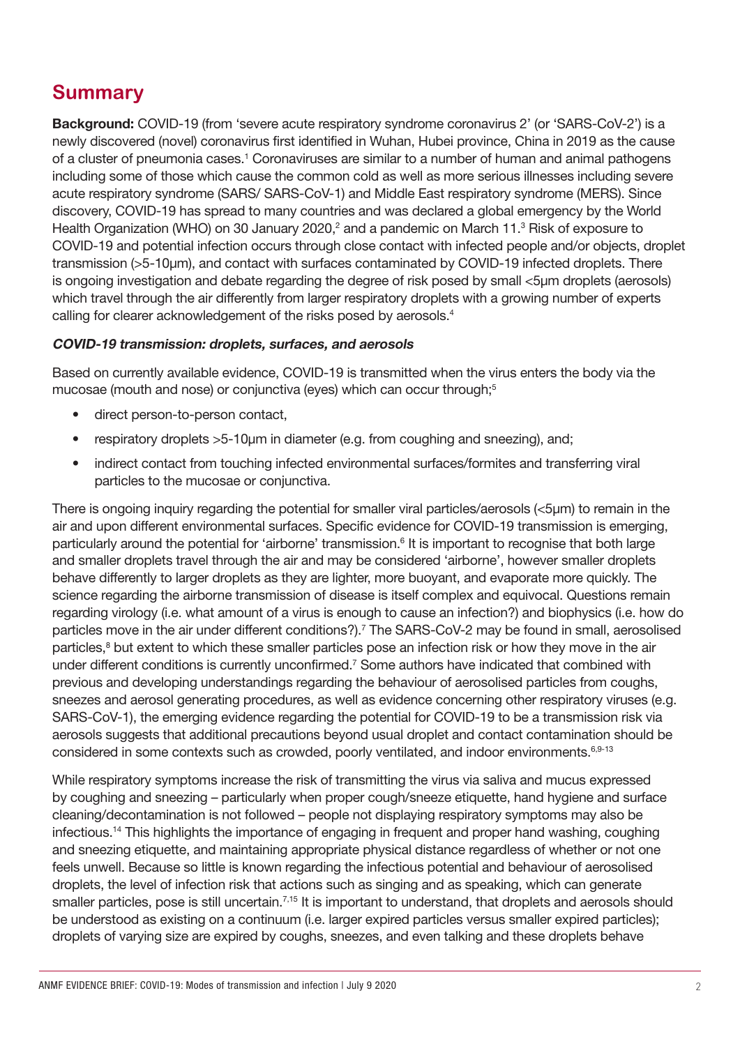## Summary

**Background:** COVID-19 (from 'severe acute respiratory syndrome coronavirus 2' (or 'SARS-CoV-2') is a newly discovered (novel) coronavirus first identified in Wuhan, Hubei province, China in 2019 as the cause of a cluster of pneumonia cases.[1] Coronaviruses are similar to a number of human and animal pathogens including some of those which cause the common cold as well as more serious illnesses including severe acute respiratory syndrome (SARS/ SARS-CoV-1) and Middle East respiratory syndrome (MERS). Since discovery, COVID-19 has spread to many countries and was declared a global emergency by the World Health Organization (WHO) on 30 January 2020,[2] and a pandemic on March 11.[3] Risk of exposure to COVID-19 and potential infection occurs through close contact with infected people and/or objects, droplet transmission (>5-10µm), and contact with surfaces contaminated by COVID-19 infected droplets. There is ongoing investigation and debate regarding the degree of risk posed by small <5µm droplets (aerosols) which travel through the air differently from larger respiratory droplets with a growing number of experts calling for clearer acknowledgement of the risks posed by aerosols.[4]

***COVID-19 transmission: droplets, surfaces, and aerosols***

Based on currently available evidence, COVID-19 is transmitted when the virus enters the body via the mucosae (mouth and nose) or conjunctiva (eyes) which can occur through;[5]

- direct person-to-person contact,
- respiratory droplets >5-10µm in diameter (e.g. from coughing and sneezing), and;
- indirect contact from touching infected environmental surfaces/fomites and transferring viral particles to the mucosae or conjunctiva.

There is ongoing inquiry regarding the potential for smaller viral particles/aerosols (<5µm) to remain in the air and upon different environmental surfaces. Specific evidence for COVID-19 transmission is emerging, particularly around the potential for 'airborne' transmission.[6] It is important to recognise that both large and smaller droplets travel through the air and may be considered 'airborne', however smaller droplets behave differently to larger droplets as they are lighter, more buoyant, and evaporate more quickly. The science regarding the airborne transmission of disease is itself complex and equivocal. Questions remain regarding virology (i.e. what amount of a virus is enough to cause an infection?) and biophysics (i.e. how do particles move in the air under different conditions?).[7] The SARS-CoV-2 may be found in small, aerosolised particles,[8] but extent to which these smaller particles pose an infection risk or how they move in the air under different conditions is currently unconfirmed.[7] Some authors have indicated that combined with previous and developing understandings regarding the behaviour of aerosolised particles from coughs, sneezes and aerosol generating procedures, as well as evidence concerning other respiratory viruses (e.g. SARS-CoV-1), the emerging evidence regarding the potential for COVID-19 to be a transmission risk via aerosols suggests that additional precautions beyond usual droplet and contact contamination should be considered in some contexts such as crowded, poorly ventilated, and indoor environments.[6,9-13]

While respiratory symptoms increase the risk of transmitting the virus via saliva and mucus expressed by coughing and sneezing – particularly when proper cough/sneeze etiquette, hand hygiene and surface cleaning/decontamination is not followed – people not displaying respiratory symptoms may also be infectious.[14] This highlights the importance of engaging in frequent and proper hand washing, coughing and sneezing etiquette, and maintaining appropriate physical distance regardless of whether or not one feels unwell. Because so little is known regarding the infectious potential and behaviour of aerosolised droplets, the level of infection risk that actions such as singing and as speaking, which can generate smaller particles, pose is still uncertain.[7,15] It is important to understand, that droplets and aerosols should be understood as existing on a continuum (i.e. larger expired particles versus smaller expired particles); droplets of varying size are expired by coughs, sneezes, and even talking and these droplets behave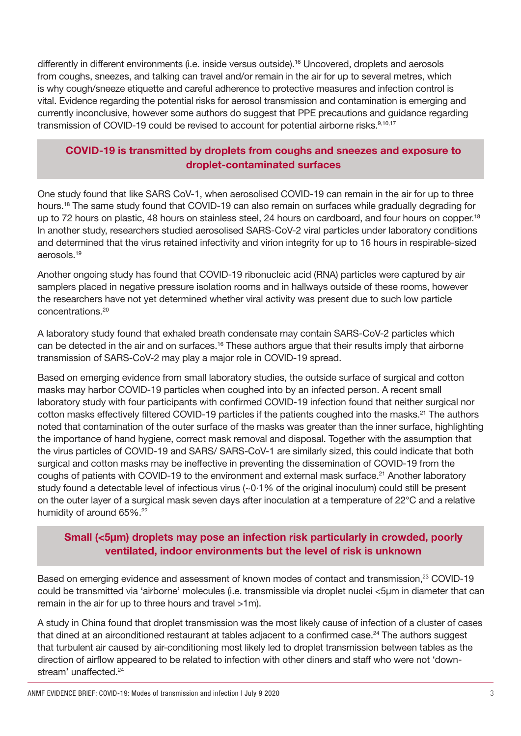differently in different environments (i.e. inside versus outside).[16] Uncovered, droplets and aerosols from coughs, sneezes, and talking can travel and/or remain in the air for up to several metres, which is why cough/sneeze etiquette and careful adherence to protective measures and infection control is vital. Evidence regarding the potential risks for aerosol transmission and contamination is emerging and currently inconclusive, however some authors do suggest that PPE precautions and guidance regarding transmission of COVID-19 could be revised to account for potential airborne risks.[9,10,17]

### COVID-19 is transmitted by droplets from coughs and sneezes and exposure to droplet-contaminated surfaces

One study found that like SARS CoV-1, when aerosolised COVID-19 can remain in the air for up to three hours.[18] The same study found that COVID-19 can also remain on surfaces while gradually degrading for up to 72 hours on plastic, 48 hours on stainless steel, 24 hours on cardboard, and four hours on copper.[18] In another study, researchers studied aerosolised SARS-CoV-2 viral particles under laboratory conditions and determined that the virus retained infectivity and virion integrity for up to 16 hours in respirable-sized aerosols.[19]

Another ongoing study has found that COVID-19 ribonucleic acid (RNA) particles were captured by air samplers placed in negative pressure isolation rooms and in hallways outside of these rooms, however the researchers have not yet determined whether viral activity was present due to such low particle concentrations.[20]

A laboratory study found that exhaled breath condensate may contain SARS-CoV-2 particles which can be detected in the air and on surfaces.[16] These authors argue that their results imply that airborne transmission of SARS-CoV-2 may play a major role in COVID-19 spread.

Based on emerging evidence from small laboratory studies, the outside surface of surgical and cotton masks may harbor COVID-19 particles when coughed into by an infected person. A recent small laboratory study with four participants with confirmed COVID-19 infection found that neither surgical nor cotton masks effectively filtered COVID-19 particles if the patients coughed into the masks.[21] The authors noted that contamination of the outer surface of the masks was greater than the inner surface, highlighting the importance of hand hygiene, correct mask removal and disposal. Together with the assumption that the virus particles of COVID-19 and SARS/ SARS-CoV-1 are similarly sized, this could indicate that both surgical and cotton masks may be ineffective in preventing the dissemination of COVID-19 from the coughs of patients with COVID-19 to the environment and external mask surface.[21] Another laboratory study found a detectable level of infectious virus (~0·1% of the original inoculum) could still be present on the outer layer of a surgical mask seven days after inoculation at a temperature of 22°C and a relative humidity of around 65%.[22]

### Small (<5µm) droplets may pose an infection risk particularly in crowded, poorly ventilated, indoor environments but the level of risk is unknown

Based on emerging evidence and assessment of known modes of contact and transmission,[23] COVID-19 could be transmitted via 'airborne' molecules (i.e. transmissible via droplet nuclei <5µm in diameter that can remain in the air for up to three hours and travel >1m).

A study in China found that droplet transmission was the most likely cause of infection of a cluster of cases that dined at an airconditioned restaurant at tables adjacent to a confirmed case.[24] The authors suggest that turbulent air caused by air-conditioning most likely led to droplet transmission between tables as the direction of airflow appeared to be related to infection with other diners and staff who were not 'down-stream' unaffected.[24]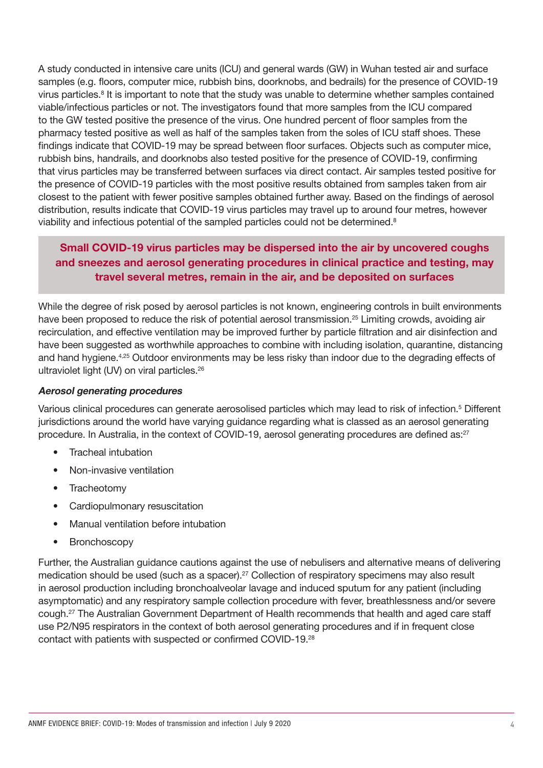A study conducted in intensive care units (ICU) and general wards (GW) in Wuhan tested air and surface samples (e.g. floors, computer mice, rubbish bins, doorknobs, and bedrails) for the presence of COVID-19 virus particles.[8] It is important to note that the study was unable to determine whether samples contained viable/infectious particles or not. The investigators found that more samples from the ICU compared to the GW tested positive the presence of the virus. One hundred percent of floor samples from the pharmacy tested positive as well as half of the samples taken from the soles of ICU staff shoes. These findings indicate that COVID-19 may be spread between floor surfaces. Objects such as computer mice, rubbish bins, handrails, and doorknobs also tested positive for the presence of COVID-19, confirming that virus particles may be transferred between surfaces via direct contact. Air samples tested positive for the presence of COVID-19 particles with the most positive results obtained from samples taken from air closest to the patient with fewer positive samples obtained further away. Based on the findings of aerosol distribution, results indicate that COVID-19 virus particles may travel up to around four metres, however viability and infectious potential of the sampled particles could not be determined.[8]

**Small COVID-19 virus particles may be dispersed into the air by uncovered coughs and sneezes and aerosol generating procedures in clinical practice and testing, may travel several metres, remain in the air, and be deposited on surfaces**

While the degree of risk posed by aerosol particles is not known, engineering controls in built environments have been proposed to reduce the risk of potential aerosol transmission.[25] Limiting crowds, avoiding air recirculation, and effective ventilation may be improved further by particle filtration and air disinfection and have been suggested as worthwhile approaches to combine with including isolation, quarantine, distancing and hand hygiene.[4,25] Outdoor environments may be less risky than indoor due to the degrading effects of ultraviolet light (UV) on viral particles.[26]

***Aerosol generating procedures***

Various clinical procedures can generate aerosolised particles which may lead to risk of infection.[5] Different jurisdictions around the world have varying guidance regarding what is classed as an aerosol generating procedure. In Australia, in the context of COVID-19, aerosol generating procedures are defined as:[27]

- Tracheal intubation
- Non-invasive ventilation
- Tracheotomy
- Cardiopulmonary resuscitation
- Manual ventilation before intubation
- Bronchoscopy

Further, the Australian guidance cautions against the use of nebulisers and alternative means of delivering medication should be used (such as a spacer).[27] Collection of respiratory specimens may also result in aerosol production including bronchoalveolar lavage and induced sputum for any patient (including asymptomatic) and any respiratory sample collection procedure with fever, breathlessness and/or severe cough.[27] The Australian Government Department of Health recommends that health and aged care staff use P2/N95 respirators in the context of both aerosol generating procedures and if in frequent close contact with patients with suspected or confirmed COVID-19.[28]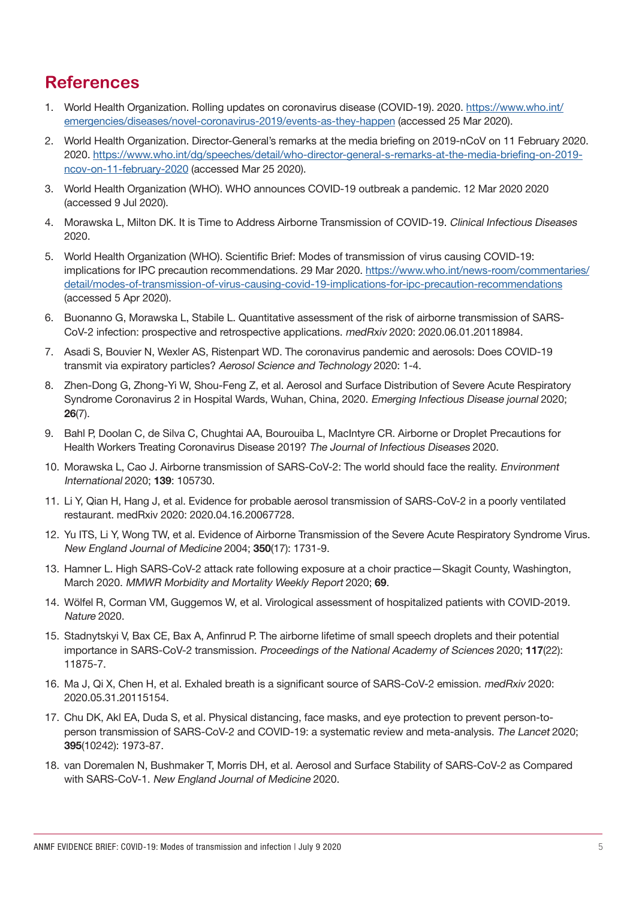## References

1. World Health Organization. Rolling updates on coronavirus disease (COVID-19). 2020. [https://www.who.int/emergencies/diseases/novel-coronavirus-2019/events-as-they-happen](https://www.who.int/emergencies/diseases/novel-coronavirus-2019/events-as-they-happen) (accessed 25 Mar 2020).
2. World Health Organization. Director-General's remarks at the media briefing on 2019-nCoV on 11 February 2020. 2020. [https://www.who.int/dg/speeches/detail/who-director-general-s-remarks-at-the-media-briefing-on-2019-ncov-on-11-february-2020](https://www.who.int/dg/speeches/detail/who-director-general-s-remarks-at-the-media-briefing-on-2019-ncov-on-11-february-2020) (accessed Mar 25 2020).
3. World Health Organization (WHO). WHO announces COVID-19 outbreak a pandemic. 12 Mar 2020 2020 (accessed 9 Jul 2020).
4. Morawska L, Milton DK. It is Time to Address Airborne Transmission of COVID-19. *Clinical Infectious Diseases* 2020.
5. World Health Organization (WHO). Scientific Brief: Modes of transmission of virus causing COVID-19: implications for IPC precaution recommendations. 29 Mar 2020. [https://www.who.int/news-room/commentaries/detail/modes-of-transmission-of-virus-causing-covid-19-implications-for-ipc-precaution-recommendations](https://www.who.int/news-room/commentaries/detail/modes-of-transmission-of-virus-causing-covid-19-implications-for-ipc-precaution-recommendations) (accessed 5 Apr 2020).
6. Buonanno G, Morawska L, Stabile L. Quantitative assessment of the risk of airborne transmission of SARS-CoV-2 infection: prospective and retrospective applications. *medRxiv* 2020: 2020.06.01.20118984.
7. Asadi S, Bouvier N, Wexler AS, Ristenpart WD. The coronavirus pandemic and aerosols: Does COVID-19 transmit via expiratory particles? *Aerosol Science and Technology* 2020: 1-4.
8. Zhen-Dong G, Zhong-Yi W, Shou-Feng Z, et al. Aerosol and Surface Distribution of Severe Acute Respiratory Syndrome Coronavirus 2 in Hospital Wards, Wuhan, China, 2020. *Emerging Infectious Disease journal* 2020; **26**(7).
9. Bahl P, Doolan C, de Silva C, Chughtai AA, Bourouiba L, MacIntyre CR. Airborne or Droplet Precautions for Health Workers Treating Coronavirus Disease 2019? *The Journal of Infectious Diseases* 2020.
10. Morawska L, Cao J. Airborne transmission of SARS-CoV-2: The world should face the reality. *Environment International* 2020; **139**: 105730.
11. Li Y, Qian H, Hang J, et al. Evidence for probable aerosol transmission of SARS-CoV-2 in a poorly ventilated restaurant. medRxiv 2020: 2020.04.16.20067728.
12. Yu ITS, Li Y, Wong TW, et al. Evidence of Airborne Transmission of the Severe Acute Respiratory Syndrome Virus. *New England Journal of Medicine* 2004; **350**(17): 1731-9.
13. Hamner L. High SARS-CoV-2 attack rate following exposure at a choir practice—Skagit County, Washington, March 2020. *MMWR Morbidity and Mortality Weekly Report* 2020; **69**.
14. Wölfel R, Corman VM, Guggemos W, et al. Virological assessment of hospitalized patients with COVID-2019. *Nature* 2020.
15. Stadnytskyi V, Bax CE, Bax A, Anfinrud P. The airborne lifetime of small speech droplets and their potential importance in SARS-CoV-2 transmission. *Proceedings of the National Academy of Sciences* 2020; **117**(22): 11875-7.
16. Ma J, Qi X, Chen H, et al. Exhaled breath is a significant source of SARS-CoV-2 emission. *medRxiv* 2020: 2020.05.31.20115154.
17. Chu DK, Akl EA, Duda S, et al. Physical distancing, face masks, and eye protection to prevent person-to-person transmission of SARS-CoV-2 and COVID-19: a systematic review and meta-analysis. *The Lancet* 2020; **395**(10242): 1973-87.
18. van Doremalen N, Bushmaker T, Morris DH, et al. Aerosol and Surface Stability of SARS-CoV-2 as Compared with SARS-CoV-1. *New England Journal of Medicine* 2020.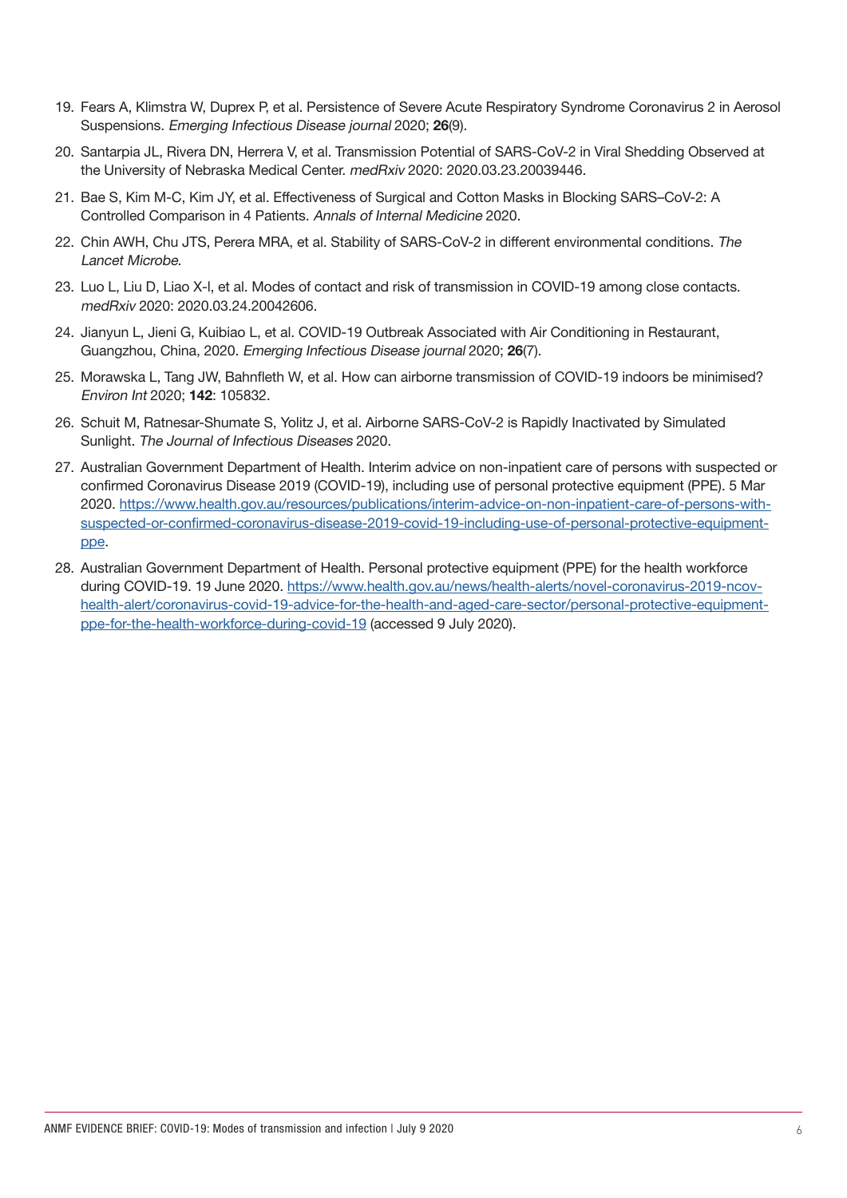19. Fears A, Klimstra W, Duprex P, et al. Persistence of Severe Acute Respiratory Syndrome Coronavirus 2 in Aerosol Suspensions. *Emerging Infectious Disease journal* 2020; **26**(9).
20. Santarpia JL, Rivera DN, Herrera V, et al. Transmission Potential of SARS-CoV-2 in Viral Shedding Observed at the University of Nebraska Medical Center. *medRxiv* 2020: 2020.03.23.20039446.
21. Bae S, Kim M-C, Kim JY, et al. Effectiveness of Surgical and Cotton Masks in Blocking SARS–CoV-2: A Controlled Comparison in 4 Patients. *Annals of Internal Medicine* 2020.
22. Chin AWH, Chu JTS, Perera MRA, et al. Stability of SARS-CoV-2 in different environmental conditions. *The Lancet Microbe*.
23. Luo L, Liu D, Liao X-l, et al. Modes of contact and risk of transmission in COVID-19 among close contacts. *medRxiv* 2020: 2020.03.24.20042606.
24. Jianyun L, Jieni G, Kuibiao L, et al. COVID-19 Outbreak Associated with Air Conditioning in Restaurant, Guangzhou, China, 2020. *Emerging Infectious Disease journal* 2020; **26**(7).
25. Morawska L, Tang JW, Bahnfleth W, et al. How can airborne transmission of COVID-19 indoors be minimised? *Environ Int* 2020; **142**: 105832.
26. Schuit M, Ratnesar-Shumate S, Yolitz J, et al. Airborne SARS-CoV-2 is Rapidly Inactivated by Simulated Sunlight. *The Journal of Infectious Diseases* 2020.
27. Australian Government Department of Health. Interim advice on non-inpatient care of persons with suspected or confirmed Coronavirus Disease 2019 (COVID-19), including use of personal protective equipment (PPE). 5 Mar 2020. https://www.health.gov.au/resources/publications/interim-advice-on-non-inpatient-care-of-persons-with-suspected-or-confirmed-coronavirus-disease-2019-covid-19-including-use-of-personal-protective-equipment-ppe.
28. Australian Government Department of Health. Personal protective equipment (PPE) for the health workforce during COVID-19. 19 June 2020. https://www.health.gov.au/news/health-alerts/novel-coronavirus-2019-ncov-health-alert/coronavirus-covid-19-advice-for-the-health-and-aged-care-sector/personal-protective-equipment-ppe-for-the-health-workforce-during-covid-19 (accessed 9 July 2020).